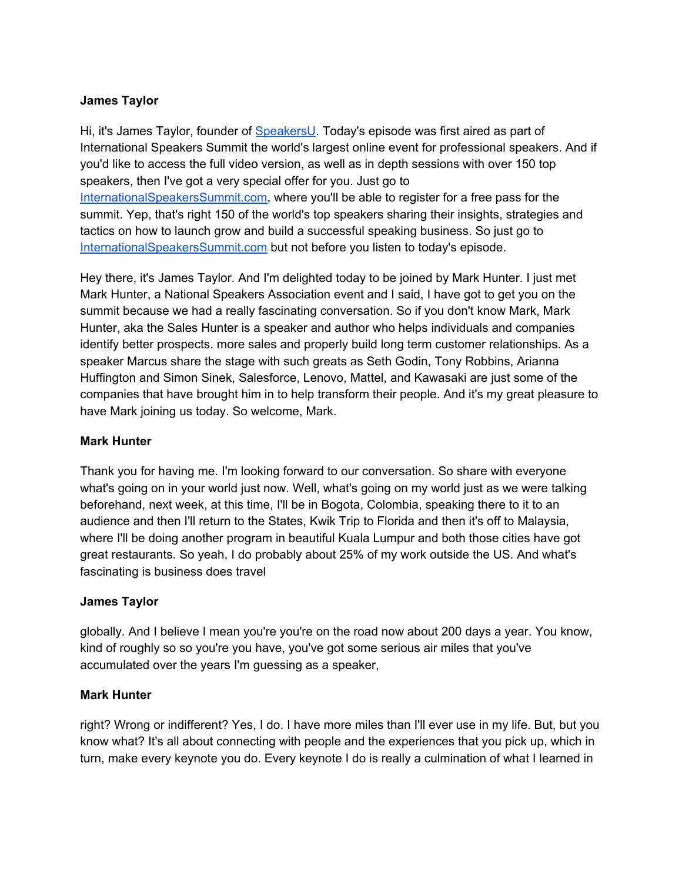**James Taylor**

Hi, it's James Taylor, founder of [SpeakersU](). Today's episode was first aired as part of International Speakers Summit the world's largest online event for professional speakers. And if you'd like to access the full video version, as well as in depth sessions with over 150 top speakers, then I've got a very special offer for you. Just go to [InternationalSpeakersSummit.com](), where you'll be able to register for a free pass for the summit. Yep, that's right 150 of the world's top speakers sharing their insights, strategies and tactics on how to launch grow and build a successful speaking business. So just go to [InternationalSpeakersSummit.com]() but not before you listen to today's episode.

Hey there, it's James Taylor. And I'm delighted today to be joined by Mark Hunter. I just met Mark Hunter, a National Speakers Association event and I said, I have got to get you on the summit because we had a really fascinating conversation. So if you don't know Mark, Mark Hunter, aka the Sales Hunter is a speaker and author who helps individuals and companies identify better prospects. more sales and properly build long term customer relationships. As a speaker Marcus share the stage with such greats as Seth Godin, Tony Robbins, Arianna Huffington and Simon Sinek, Salesforce, Lenovo, Mattel, and Kawasaki are just some of the companies that have brought him in to help transform their people. And it's my great pleasure to have Mark joining us today. So welcome, Mark.

**Mark Hunter**

Thank you for having me. I'm looking forward to our conversation. So share with everyone what's going on in your world just now. Well, what's going on my world just as we were talking beforehand, next week, at this time, I'll be in Bogota, Colombia, speaking there to it to an audience and then I'll return to the States, Kwik Trip to Florida and then it's off to Malaysia, where I'll be doing another program in beautiful Kuala Lumpur and both those cities have got great restaurants. So yeah, I do probably about 25% of my work outside the US. And what's fascinating is business does travel

**James Taylor**

globally. And I believe I mean you're you're on the road now about 200 days a year. You know, kind of roughly so so you're you have, you've got some serious air miles that you've accumulated over the years I'm guessing as a speaker,

**Mark Hunter**

right? Wrong or indifferent? Yes, I do. I have more miles than I'll ever use in my life. But, but you know what? It's all about connecting with people and the experiences that you pick up, which in turn, make every keynote you do. Every keynote I do is really a culmination of what I learned in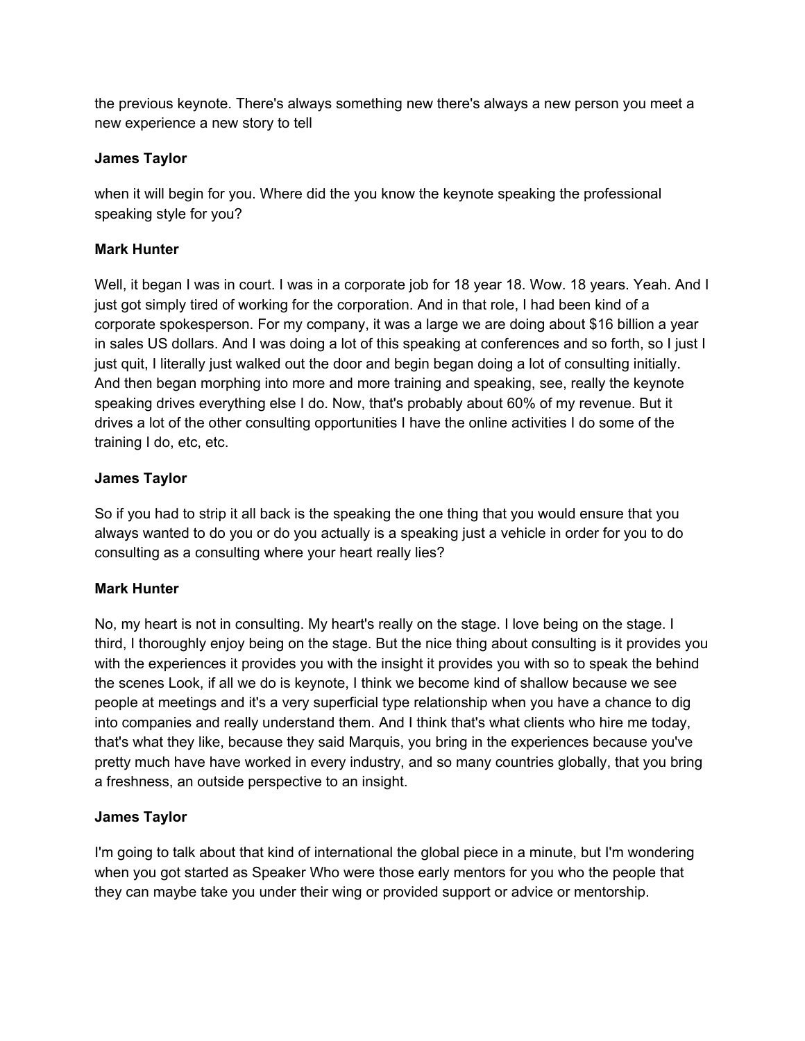the previous keynote. There's always something new there's always a new person you meet a new experience a new story to tell

**James Taylor**

when it will begin for you. Where did the you know the keynote speaking the professional speaking style for you?

**Mark Hunter**

Well, it began I was in court. I was in a corporate job for 18 year 18. Wow. 18 years. Yeah. And I just got simply tired of working for the corporation. And in that role, I had been kind of a corporate spokesperson. For my company, it was a large we are doing about $16 billion a year in sales US dollars. And I was doing a lot of this speaking at conferences and so forth, so I just I just quit, I literally just walked out the door and begin began doing a lot of consulting initially. And then began morphing into more and more training and speaking, see, really the keynote speaking drives everything else I do. Now, that's probably about 60% of my revenue. But it drives a lot of the other consulting opportunities I have the online activities I do some of the training I do, etc, etc.

**James Taylor**

So if you had to strip it all back is the speaking the one thing that you would ensure that you always wanted to do you or do you actually is a speaking just a vehicle in order for you to do consulting as a consulting where your heart really lies?

**Mark Hunter**

No, my heart is not in consulting. My heart's really on the stage. I love being on the stage. I third, I thoroughly enjoy being on the stage. But the nice thing about consulting is it provides you with the experiences it provides you with the insight it provides you with so to speak the behind the scenes Look, if all we do is keynote, I think we become kind of shallow because we see people at meetings and it's a very superficial type relationship when you have a chance to dig into companies and really understand them. And I think that's what clients who hire me today, that's what they like, because they said Marquis, you bring in the experiences because you've pretty much have have worked in every industry, and so many countries globally, that you bring a freshness, an outside perspective to an insight.

**James Taylor**

I'm going to talk about that kind of international the global piece in a minute, but I'm wondering when you got started as Speaker Who were those early mentors for you who the people that they can maybe take you under their wing or provided support or advice or mentorship.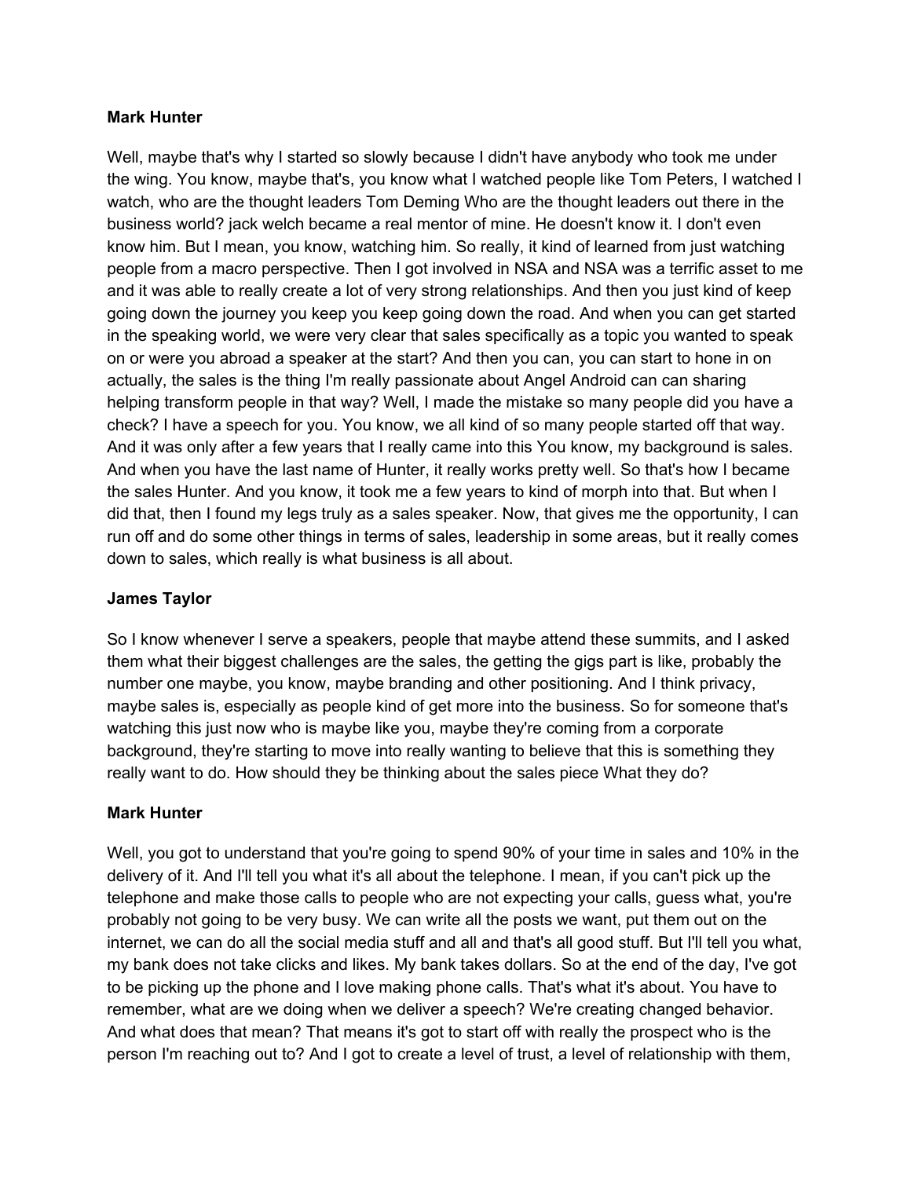**Mark Hunter**

Well, maybe that's why I started so slowly because I didn't have anybody who took me under the wing. You know, maybe that's, you know what I watched people like Tom Peters, I watched I watch, who are the thought leaders Tom Deming Who are the thought leaders out there in the business world? jack welch became a real mentor of mine. He doesn't know it. I don't even know him. But I mean, you know, watching him. So really, it kind of learned from just watching people from a macro perspective. Then I got involved in NSA and NSA was a terrific asset to me and it was able to really create a lot of very strong relationships. And then you just kind of keep going down the journey you keep you keep going down the road. And when you can get started in the speaking world, we were very clear that sales specifically as a topic you wanted to speak on or were you abroad a speaker at the start? And then you can, you can start to hone in on actually, the sales is the thing I'm really passionate about Angel Android can can sharing helping transform people in that way? Well, I made the mistake so many people did you have a check? I have a speech for you. You know, we all kind of so many people started off that way. And it was only after a few years that I really came into this You know, my background is sales. And when you have the last name of Hunter, it really works pretty well. So that's how I became the sales Hunter. And you know, it took me a few years to kind of morph into that. But when I did that, then I found my legs truly as a sales speaker. Now, that gives me the opportunity, I can run off and do some other things in terms of sales, leadership in some areas, but it really comes down to sales, which really is what business is all about.

**James Taylor**

So I know whenever I serve a speakers, people that maybe attend these summits, and I asked them what their biggest challenges are the sales, the getting the gigs part is like, probably the number one maybe, you know, maybe branding and other positioning. And I think privacy, maybe sales is, especially as people kind of get more into the business. So for someone that's watching this just now who is maybe like you, maybe they're coming from a corporate background, they're starting to move into really wanting to believe that this is something they really want to do. How should they be thinking about the sales piece What they do?

**Mark Hunter**

Well, you got to understand that you're going to spend 90% of your time in sales and 10% in the delivery of it. And I'll tell you what it's all about the telephone. I mean, if you can't pick up the telephone and make those calls to people who are not expecting your calls, guess what, you're probably not going to be very busy. We can write all the posts we want, put them out on the internet, we can do all the social media stuff and all and that's all good stuff. But I'll tell you what, my bank does not take clicks and likes. My bank takes dollars. So at the end of the day, I've got to be picking up the phone and I love making phone calls. That's what it's about. You have to remember, what are we doing when we deliver a speech? We're creating changed behavior. And what does that mean? That means it's got to start off with really the prospect who is the person I'm reaching out to? And I got to create a level of trust, a level of relationship with them,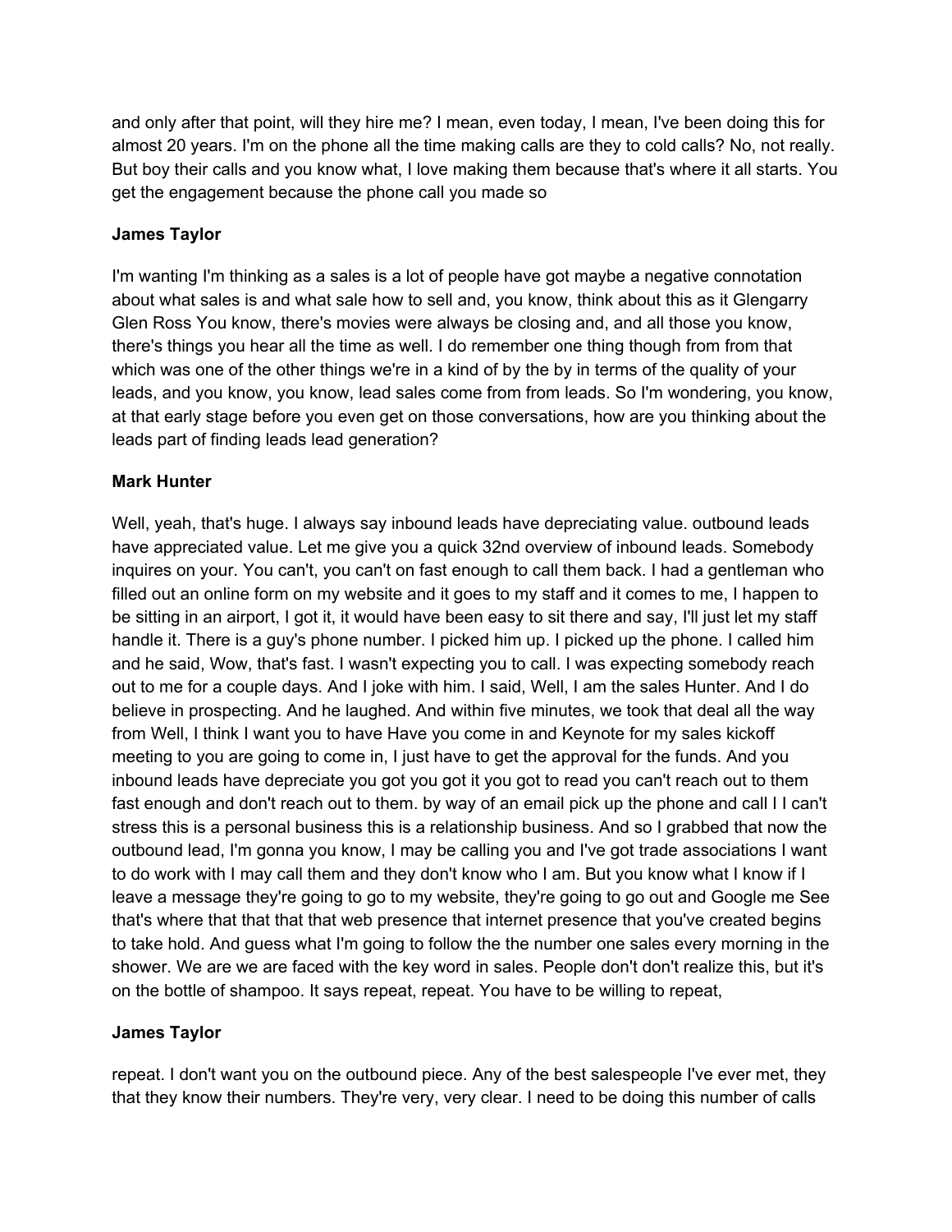and only after that point, will they hire me? I mean, even today, I mean, I've been doing this for almost 20 years. I'm on the phone all the time making calls are they to cold calls? No, not really. But boy their calls and you know what, I love making them because that's where it all starts. You get the engagement because the phone call you made so

**James Taylor**

I'm wanting I'm thinking as a sales is a lot of people have got maybe a negative connotation about what sales is and what sale how to sell and, you know, think about this as it Glengarry Glen Ross You know, there's movies were always be closing and, and all those you know, there's things you hear all the time as well. I do remember one thing though from from that which was one of the other things we're in a kind of by the by in terms of the quality of your leads, and you know, you know, lead sales come from from leads. So I'm wondering, you know, at that early stage before you even get on those conversations, how are you thinking about the leads part of finding leads lead generation?

**Mark Hunter**

Well, yeah, that's huge. I always say inbound leads have depreciating value. outbound leads have appreciated value. Let me give you a quick 32nd overview of inbound leads. Somebody inquires on your. You can't, you can't on fast enough to call them back. I had a gentleman who filled out an online form on my website and it goes to my staff and it comes to me, I happen to be sitting in an airport, I got it, it would have been easy to sit there and say, I'll just let my staff handle it. There is a guy's phone number. I picked him up. I picked up the phone. I called him and he said, Wow, that's fast. I wasn't expecting you to call. I was expecting somebody reach out to me for a couple days. And I joke with him. I said, Well, I am the sales Hunter. And I do believe in prospecting. And he laughed. And within five minutes, we took that deal all the way from Well, I think I want you to have Have you come in and Keynote for my sales kickoff meeting to you are going to come in, I just have to get the approval for the funds. And you inbound leads have depreciate you got you got it you got to read you can't reach out to them fast enough and don't reach out to them. by way of an email pick up the phone and call I I can't stress this is a personal business this is a relationship business. And so I grabbed that now the outbound lead, I'm gonna you know, I may be calling you and I've got trade associations I want to do work with I may call them and they don't know who I am. But you know what I know if I leave a message they're going to go to my website, they're going to go out and Google me See that's where that that that that web presence that internet presence that you've created begins to take hold. And guess what I'm going to follow the the number one sales every morning in the shower. We are we are faced with the key word in sales. People don't don't realize this, but it's on the bottle of shampoo. It says repeat, repeat. You have to be willing to repeat,

**James Taylor**

repeat. I don't want you on the outbound piece. Any of the best salespeople I've ever met, they that they know their numbers. They're very, very clear. I need to be doing this number of calls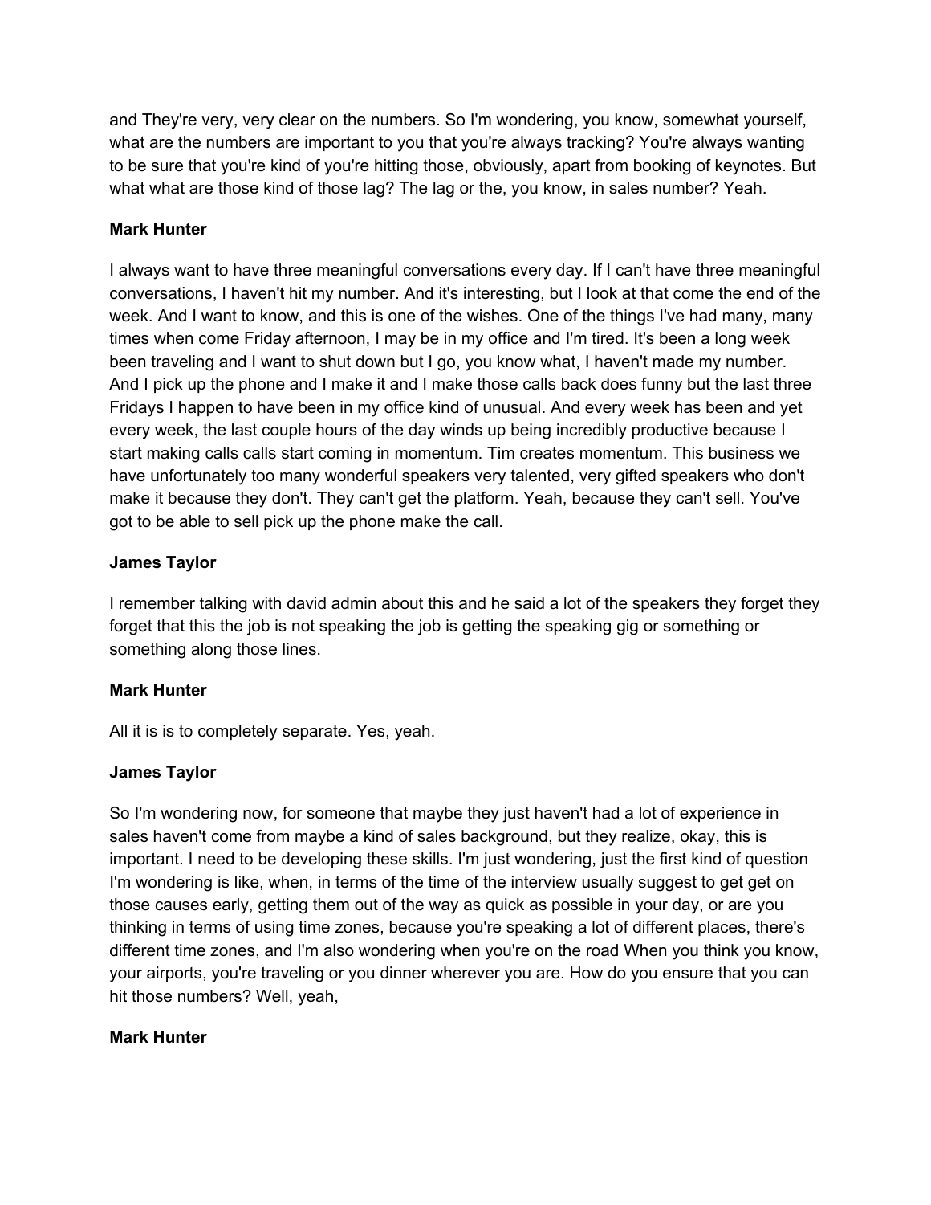and They're very, very clear on the numbers. So I'm wondering, you know, somewhat yourself, what are the numbers are important to you that you're always tracking? You're always wanting to be sure that you're kind of you're hitting those, obviously, apart from booking of keynotes. But what what are those kind of those lag? The lag or the, you know, in sales number? Yeah.

**Mark Hunter**

I always want to have three meaningful conversations every day. If I can't have three meaningful conversations, I haven't hit my number. And it's interesting, but I look at that come the end of the week. And I want to know, and this is one of the wishes. One of the things I've had many, many times when come Friday afternoon, I may be in my office and I'm tired. It's been a long week been traveling and I want to shut down but I go, you know what, I haven't made my number. And I pick up the phone and I make it and I make those calls back does funny but the last three Fridays I happen to have been in my office kind of unusual. And every week has been and yet every week, the last couple hours of the day winds up being incredibly productive because I start making calls calls start coming in momentum. Tim creates momentum. This business we have unfortunately too many wonderful speakers very talented, very gifted speakers who don't make it because they don't. They can't get the platform. Yeah, because they can't sell. You've got to be able to sell pick up the phone make the call.

**James Taylor**

I remember talking with david admin about this and he said a lot of the speakers they forget they forget that this the job is not speaking the job is getting the speaking gig or something or something along those lines.

**Mark Hunter**

All it is is to completely separate. Yes, yeah.

**James Taylor**

So I'm wondering now, for someone that maybe they just haven't had a lot of experience in sales haven't come from maybe a kind of sales background, but they realize, okay, this is important. I need to be developing these skills. I'm just wondering, just the first kind of question I'm wondering is like, when, in terms of the time of the interview usually suggest to get get on those causes early, getting them out of the way as quick as possible in your day, or are you thinking in terms of using time zones, because you're speaking a lot of different places, there's different time zones, and I'm also wondering when you're on the road When you think you know, your airports, you're traveling or you dinner wherever you are. How do you ensure that you can hit those numbers? Well, yeah,

**Mark Hunter**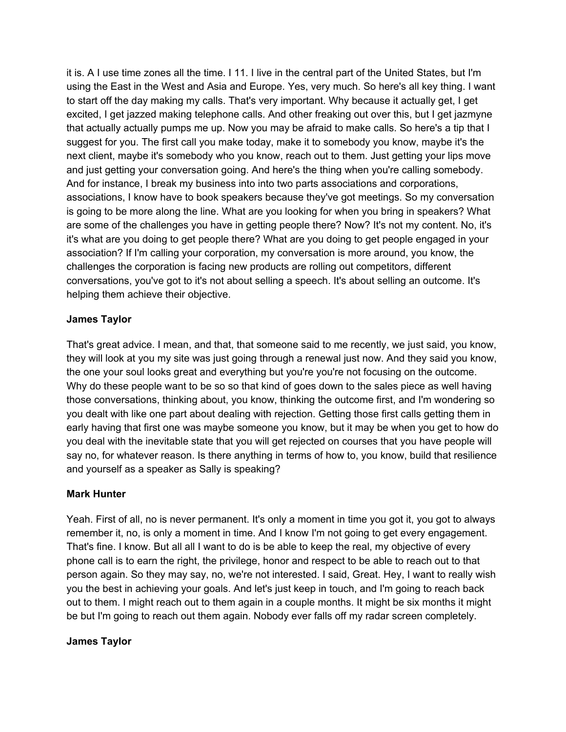it is. A I use time zones all the time. I 11. I live in the central part of the United States, but I'm using the East in the West and Asia and Europe. Yes, very much. So here's all key thing. I want to start off the day making my calls. That's very important. Why because it actually get, I get excited, I get jazzed making telephone calls. And other freaking out over this, but I get jazmyne that actually actually pumps me up. Now you may be afraid to make calls. So here's a tip that I suggest for you. The first call you make today, make it to somebody you know, maybe it's the next client, maybe it's somebody who you know, reach out to them. Just getting your lips move and just getting your conversation going. And here's the thing when you're calling somebody. And for instance, I break my business into into two parts associations and corporations, associations, I know have to book speakers because they've got meetings. So my conversation is going to be more along the line. What are you looking for when you bring in speakers? What are some of the challenges you have in getting people there? Now? It's not my content. No, it's it's what are you doing to get people there? What are you doing to get people engaged in your association? If I'm calling your corporation, my conversation is more around, you know, the challenges the corporation is facing new products are rolling out competitors, different conversations, you've got to it's not about selling a speech. It's about selling an outcome. It's helping them achieve their objective.

**James Taylor**

That's great advice. I mean, and that, that someone said to me recently, we just said, you know, they will look at you my site was just going through a renewal just now. And they said you know, the one your soul looks great and everything but you're you're not focusing on the outcome. Why do these people want to be so so that kind of goes down to the sales piece as well having those conversations, thinking about, you know, thinking the outcome first, and I'm wondering so you dealt with like one part about dealing with rejection. Getting those first calls getting them in early having that first one was maybe someone you know, but it may be when you get to how do you deal with the inevitable state that you will get rejected on courses that you have people will say no, for whatever reason. Is there anything in terms of how to, you know, build that resilience and yourself as a speaker as Sally is speaking?

**Mark Hunter**

Yeah. First of all, no is never permanent. It's only a moment in time you got it, you got to always remember it, no, is only a moment in time. And I know I'm not going to get every engagement. That's fine. I know. But all all I want to do is be able to keep the real, my objective of every phone call is to earn the right, the privilege, honor and respect to be able to reach out to that person again. So they may say, no, we're not interested. I said, Great. Hey, I want to really wish you the best in achieving your goals. And let's just keep in touch, and I'm going to reach back out to them. I might reach out to them again in a couple months. It might be six months it might be but I'm going to reach out them again. Nobody ever falls off my radar screen completely.

**James Taylor**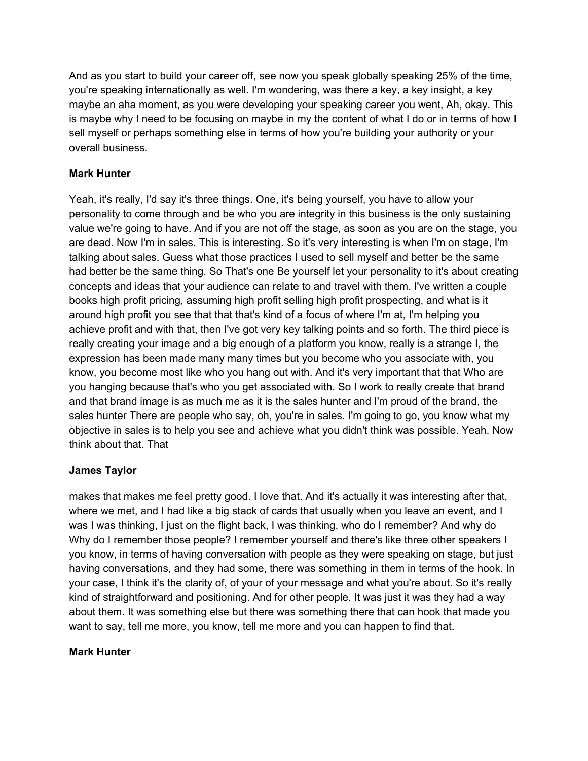And as you start to build your career off, see now you speak globally speaking 25% of the time, you're speaking internationally as well. I'm wondering, was there a key, a key insight, a key maybe an aha moment, as you were developing your speaking career you went, Ah, okay. This is maybe why I need to be focusing on maybe in my the content of what I do or in terms of how I sell myself or perhaps something else in terms of how you're building your authority or your overall business.

**Mark Hunter**

Yeah, it's really, I'd say it's three things. One, it's being yourself, you have to allow your personality to come through and be who you are integrity in this business is the only sustaining value we're going to have. And if you are not off the stage, as soon as you are on the stage, you are dead. Now I'm in sales. This is interesting. So it's very interesting is when I'm on stage, I'm talking about sales. Guess what those practices I used to sell myself and better be the same had better be the same thing. So That's one Be yourself let your personality to it's about creating concepts and ideas that your audience can relate to and travel with them. I've written a couple books high profit pricing, assuming high profit selling high profit prospecting, and what is it around high profit you see that that that's kind of a focus of where I'm at, I'm helping you achieve profit and with that, then I've got very key talking points and so forth. The third piece is really creating your image and a big enough of a platform you know, really is a strange I, the expression has been made many many times but you become who you associate with, you know, you become most like who you hang out with. And it's very important that that Who are you hanging because that's who you get associated with. So I work to really create that brand and that brand image is as much me as it is the sales hunter and I'm proud of the brand, the sales hunter There are people who say, oh, you're in sales. I'm going to go, you know what my objective in sales is to help you see and achieve what you didn't think was possible. Yeah. Now think about that. That

**James Taylor**

makes that makes me feel pretty good. I love that. And it's actually it was interesting after that, where we met, and I had like a big stack of cards that usually when you leave an event, and I was I was thinking, I just on the flight back, I was thinking, who do I remember? And why do Why do I remember those people? I remember yourself and there's like three other speakers I you know, in terms of having conversation with people as they were speaking on stage, but just having conversations, and they had some, there was something in them in terms of the hook. In your case, I think it's the clarity of, of your of your message and what you're about. So it's really kind of straightforward and positioning. And for other people. It was just it was they had a way about them. It was something else but there was something there that can hook that made you want to say, tell me more, you know, tell me more and you can happen to find that.

**Mark Hunter**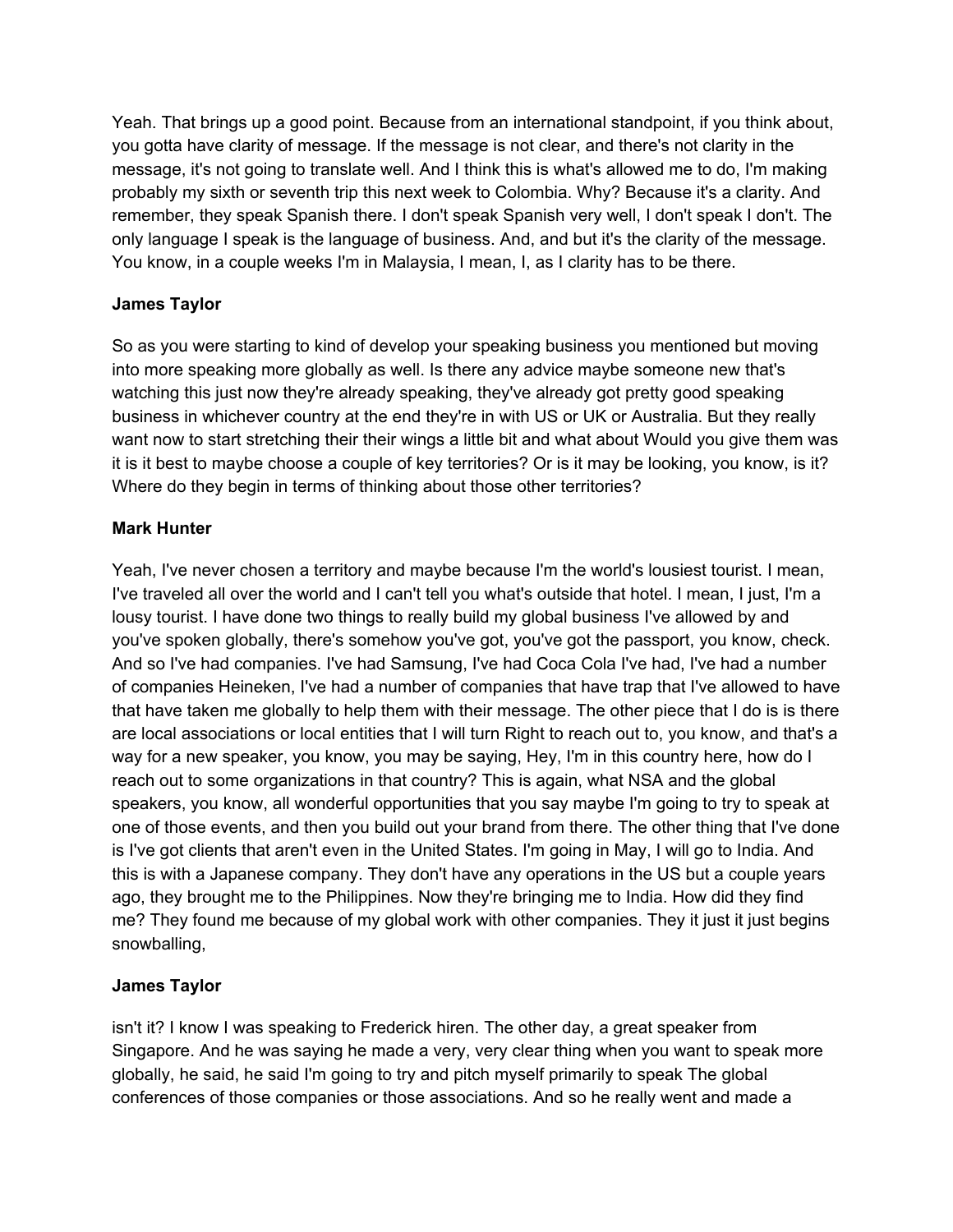Yeah. That brings up a good point. Because from an international standpoint, if you think about, you gotta have clarity of message. If the message is not clear, and there's not clarity in the message, it's not going to translate well. And I think this is what's allowed me to do, I'm making probably my sixth or seventh trip this next week to Colombia. Why? Because it's a clarity. And remember, they speak Spanish there. I don't speak Spanish very well, I don't speak I don't. The only language I speak is the language of business. And, and but it's the clarity of the message. You know, in a couple weeks I'm in Malaysia, I mean, I, as I clarity has to be there.

**James Taylor**

So as you were starting to kind of develop your speaking business you mentioned but moving into more speaking more globally as well. Is there any advice maybe someone new that's watching this just now they're already speaking, they've already got pretty good speaking business in whichever country at the end they're in with US or UK or Australia. But they really want now to start stretching their their wings a little bit and what about Would you give them was it is it best to maybe choose a couple of key territories? Or is it may be looking, you know, is it? Where do they begin in terms of thinking about those other territories?

**Mark Hunter**

Yeah, I've never chosen a territory and maybe because I'm the world's lousiest tourist. I mean, I've traveled all over the world and I can't tell you what's outside that hotel. I mean, I just, I'm a lousy tourist. I have done two things to really build my global business I've allowed by and you've spoken globally, there's somehow you've got, you've got the passport, you know, check. And so I've had companies. I've had Samsung, I've had Coca Cola I've had, I've had a number of companies Heineken, I've had a number of companies that have trap that I've allowed to have that have taken me globally to help them with their message. The other piece that I do is is there are local associations or local entities that I will turn Right to reach out to, you know, and that's a way for a new speaker, you know, you may be saying, Hey, I'm in this country here, how do I reach out to some organizations in that country? This is again, what NSA and the global speakers, you know, all wonderful opportunities that you say maybe I'm going to try to speak at one of those events, and then you build out your brand from there. The other thing that I've done is I've got clients that aren't even in the United States. I'm going in May, I will go to India. And this is with a Japanese company. They don't have any operations in the US but a couple years ago, they brought me to the Philippines. Now they're bringing me to India. How did they find me? They found me because of my global work with other companies. They it just it just begins snowballing,

**James Taylor**

isn't it? I know I was speaking to Frederick hiren. The other day, a great speaker from Singapore. And he was saying he made a very, very clear thing when you want to speak more globally, he said, he said I'm going to try and pitch myself primarily to speak The global conferences of those companies or those associations. And so he really went and made a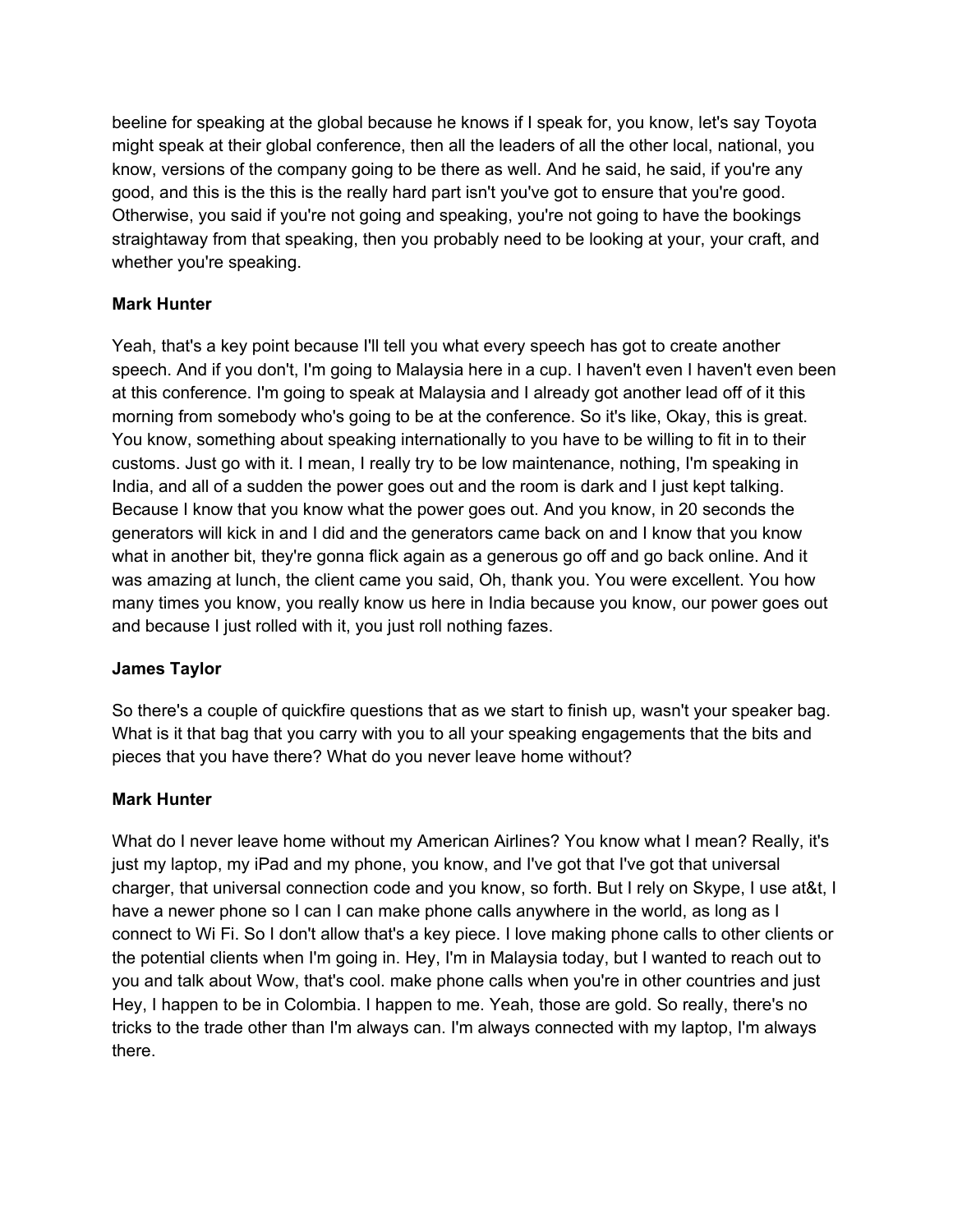beeline for speaking at the global because he knows if I speak for, you know, let's say Toyota might speak at their global conference, then all the leaders of all the other local, national, you know, versions of the company going to be there as well. And he said, he said, if you're any good, and this is the this is the really hard part isn't you've got to ensure that you're good. Otherwise, you said if you're not going and speaking, you're not going to have the bookings straightaway from that speaking, then you probably need to be looking at your, your craft, and whether you're speaking.

**Mark Hunter**

Yeah, that's a key point because I'll tell you what every speech has got to create another speech. And if you don't, I'm going to Malaysia here in a cup. I haven't even I haven't even been at this conference. I'm going to speak at Malaysia and I already got another lead off of it this morning from somebody who's going to be at the conference. So it's like, Okay, this is great. You know, something about speaking internationally to you have to be willing to fit in to their customs. Just go with it. I mean, I really try to be low maintenance, nothing, I'm speaking in India, and all of a sudden the power goes out and the room is dark and I just kept talking. Because I know that you know what the power goes out. And you know, in 20 seconds the generators will kick in and I did and the generators came back on and I know that you know what in another bit, they're gonna flick again as a generous go off and go back online. And it was amazing at lunch, the client came you said, Oh, thank you. You were excellent. You how many times you know, you really know us here in India because you know, our power goes out and because I just rolled with it, you just roll nothing fazes.

**James Taylor**

So there's a couple of quickfire questions that as we start to finish up, wasn't your speaker bag. What is it that bag that you carry with you to all your speaking engagements that the bits and pieces that you have there? What do you never leave home without?

**Mark Hunter**

What do I never leave home without my American Airlines? You know what I mean? Really, it's just my laptop, my iPad and my phone, you know, and I've got that I've got that universal charger, that universal connection code and you know, so forth. But I rely on Skype, I use at&t, I have a newer phone so I can I can make phone calls anywhere in the world, as long as I connect to Wi Fi. So I don't allow that's a key piece. I love making phone calls to other clients or the potential clients when I'm going in. Hey, I'm in Malaysia today, but I wanted to reach out to you and talk about Wow, that's cool. make phone calls when you're in other countries and just Hey, I happen to be in Colombia. I happen to me. Yeah, those are gold. So really, there's no tricks to the trade other than I'm always can. I'm always connected with my laptop, I'm always there.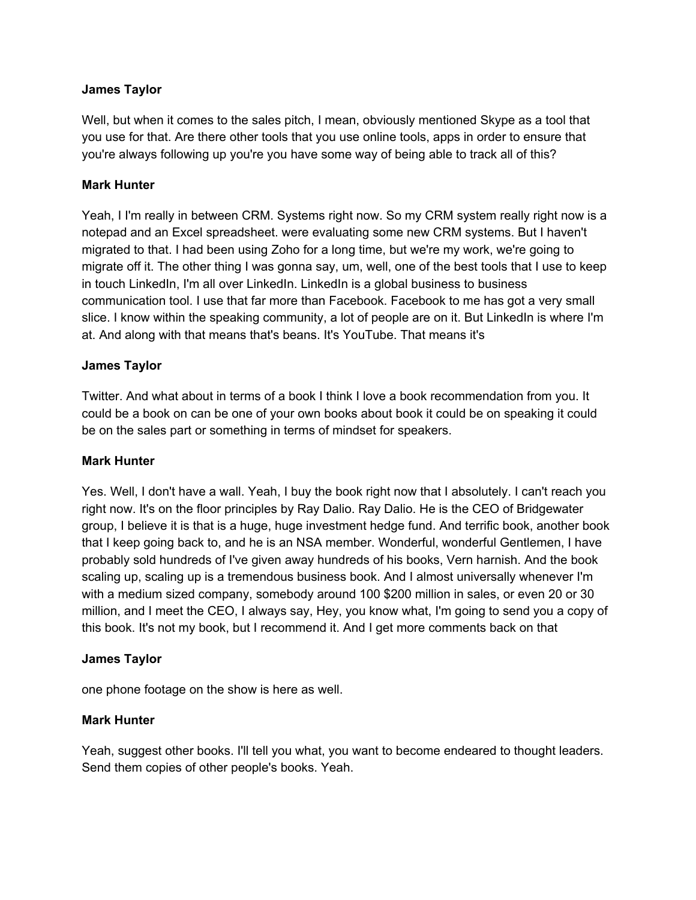**James Taylor**

Well, but when it comes to the sales pitch, I mean, obviously mentioned Skype as a tool that you use for that. Are there other tools that you use online tools, apps in order to ensure that you're always following up you're you have some way of being able to track all of this?

**Mark Hunter**

Yeah, I I'm really in between CRM. Systems right now. So my CRM system really right now is a notepad and an Excel spreadsheet. were evaluating some new CRM systems. But I haven't migrated to that. I had been using Zoho for a long time, but we're my work, we're going to migrate off it. The other thing I was gonna say, um, well, one of the best tools that I use to keep in touch LinkedIn, I'm all over LinkedIn. LinkedIn is a global business to business communication tool. I use that far more than Facebook. Facebook to me has got a very small slice. I know within the speaking community, a lot of people are on it. But LinkedIn is where I'm at. And along with that means that's beans. It's YouTube. That means it's

**James Taylor**

Twitter. And what about in terms of a book I think I love a book recommendation from you. It could be a book on can be one of your own books about book it could be on speaking it could be on the sales part or something in terms of mindset for speakers.

**Mark Hunter**

Yes. Well, I don't have a wall. Yeah, I buy the book right now that I absolutely. I can't reach you right now. It's on the floor principles by Ray Dalio. Ray Dalio. He is the CEO of Bridgewater group, I believe it is that is a huge, huge investment hedge fund. And terrific book, another book that I keep going back to, and he is an NSA member. Wonderful, wonderful Gentlemen, I have probably sold hundreds of I've given away hundreds of his books, Vern harnish. And the book scaling up, scaling up is a tremendous business book. And I almost universally whenever I'm with a medium sized company, somebody around 100 $200 million in sales, or even 20 or 30 million, and I meet the CEO, I always say, Hey, you know what, I'm going to send you a copy of this book. It's not my book, but I recommend it. And I get more comments back on that

**James Taylor**

one phone footage on the show is here as well.

**Mark Hunter**

Yeah, suggest other books. I'll tell you what, you want to become endeared to thought leaders. Send them copies of other people's books. Yeah.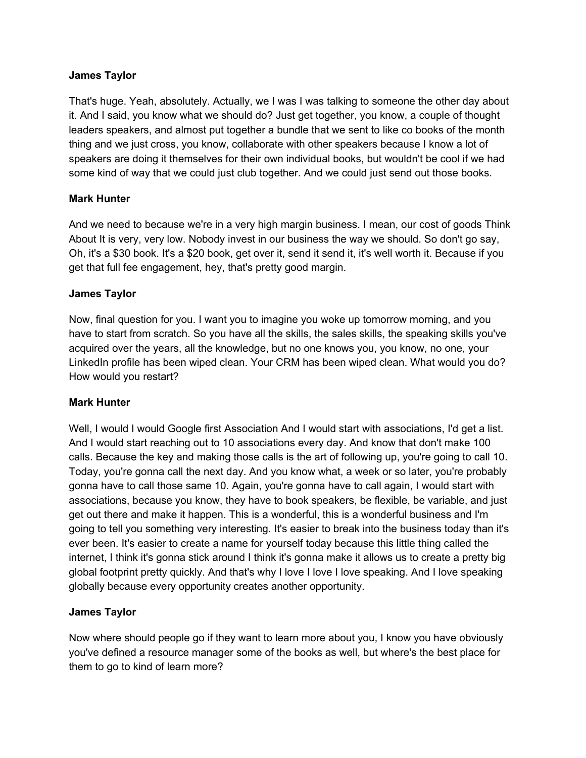**James Taylor**

That's huge. Yeah, absolutely. Actually, we I was I was talking to someone the other day about it. And I said, you know what we should do? Just get together, you know, a couple of thought leaders speakers, and almost put together a bundle that we sent to like co books of the month thing and we just cross, you know, collaborate with other speakers because I know a lot of speakers are doing it themselves for their own individual books, but wouldn't be cool if we had some kind of way that we could just club together. And we could just send out those books.

**Mark Hunter**

And we need to because we're in a very high margin business. I mean, our cost of goods Think About It is very, very low. Nobody invest in our business the way we should. So don't go say, Oh, it's a $30 book. It's a $20 book, get over it, send it send it, it's well worth it. Because if you get that full fee engagement, hey, that's pretty good margin.

**James Taylor**

Now, final question for you. I want you to imagine you woke up tomorrow morning, and you have to start from scratch. So you have all the skills, the sales skills, the speaking skills you've acquired over the years, all the knowledge, but no one knows you, you know, no one, your LinkedIn profile has been wiped clean. Your CRM has been wiped clean. What would you do? How would you restart?

**Mark Hunter**

Well, I would I would Google first Association And I would start with associations, I'd get a list. And I would start reaching out to 10 associations every day. And know that don't make 100 calls. Because the key and making those calls is the art of following up, you're going to call 10. Today, you're gonna call the next day. And you know what, a week or so later, you're probably gonna have to call those same 10. Again, you're gonna have to call again, I would start with associations, because you know, they have to book speakers, be flexible, be variable, and just get out there and make it happen. This is a wonderful, this is a wonderful business and I'm going to tell you something very interesting. It's easier to break into the business today than it's ever been. It's easier to create a name for yourself today because this little thing called the internet, I think it's gonna stick around I think it's gonna make it allows us to create a pretty big global footprint pretty quickly. And that's why I love I love I love speaking. And I love speaking globally because every opportunity creates another opportunity.

**James Taylor**

Now where should people go if they want to learn more about you, I know you have obviously you've defined a resource manager some of the books as well, but where's the best place for them to go to kind of learn more?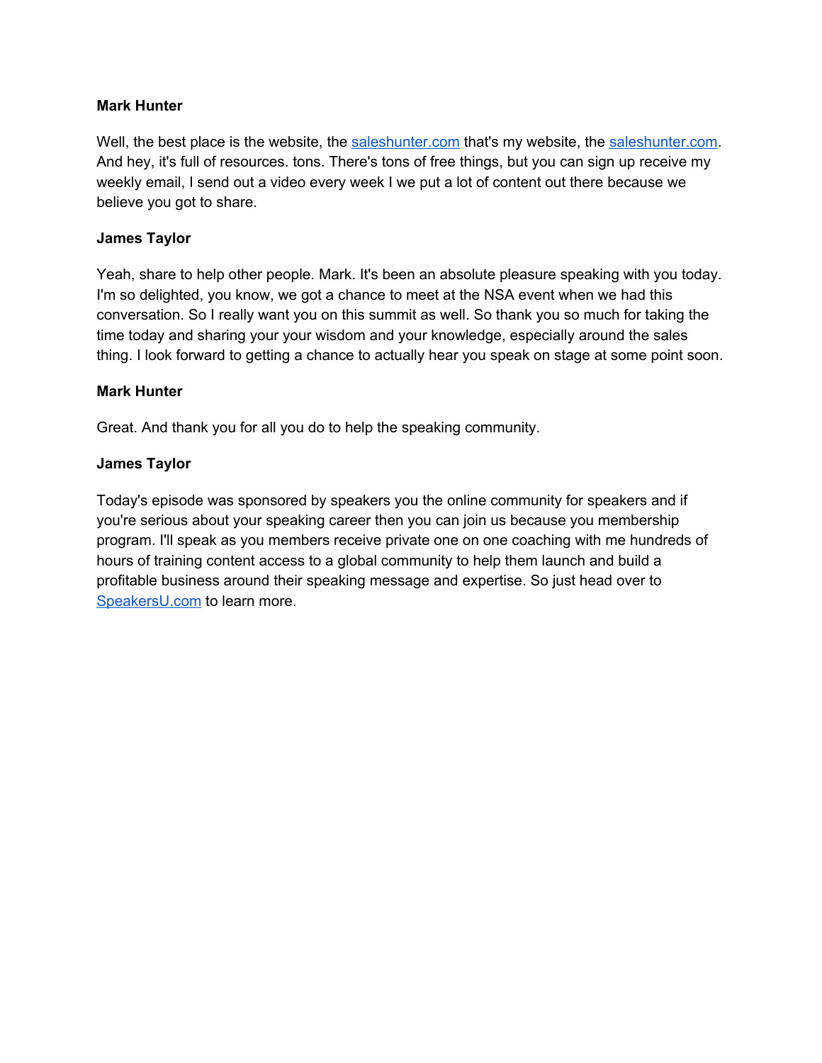**Mark Hunter**

Well, the best place is the website, the saleshunter.com that's my website, the saleshunter.com. And hey, it's full of resources. tons. There's tons of free things, but you can sign up receive my weekly email, I send out a video every week I we put a lot of content out there because we believe you got to share.

**James Taylor**

Yeah, share to help other people. Mark. It's been an absolute pleasure speaking with you today. I'm so delighted, you know, we got a chance to meet at the NSA event when we had this conversation. So I really want you on this summit as well. So thank you so much for taking the time today and sharing your your wisdom and your knowledge, especially around the sales thing. I look forward to getting a chance to actually hear you speak on stage at some point soon.

**Mark Hunter**

Great. And thank you for all you do to help the speaking community.

**James Taylor**

Today's episode was sponsored by speakers you the online community for speakers and if you're serious about your speaking career then you can join us because you membership program. I'll speak as you members receive private one on one coaching with me hundreds of hours of training content access to a global community to help them launch and build a profitable business around their speaking message and expertise. So just head over to SpeakersU.com to learn more.